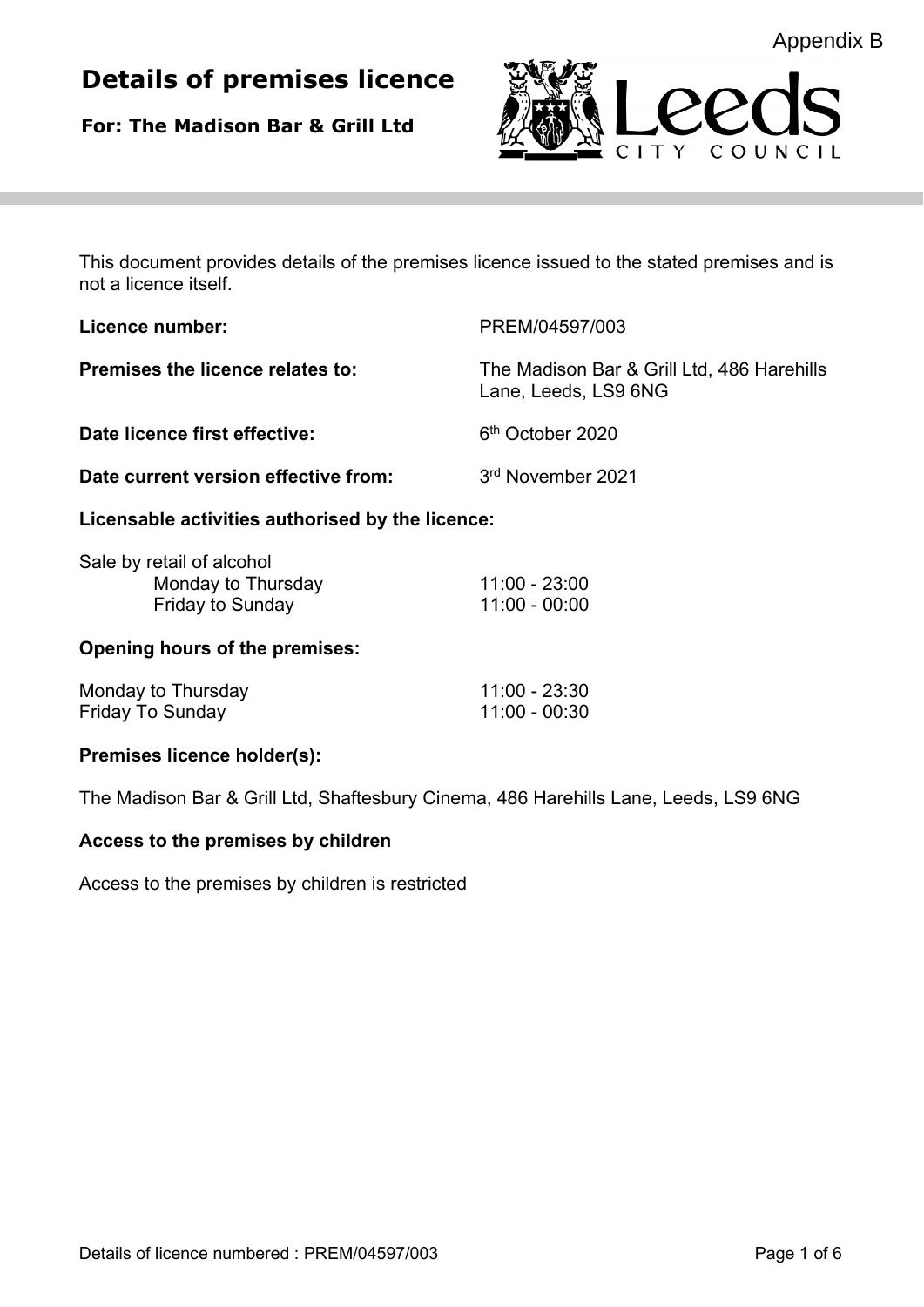Appendix B

# Details of premises licence

**For: The Madison Bar & Grill Ltd**

This document provides details of the premises licence issued to the stated premises and is not a licence itself.

**Licence number:** PREM/04597/003

**Premises the licence relates to:** The Madison Bar & Grill Ltd, 486 Harehills Lane, Leeds, LS9 6NG

**Date licence first effective:** 6th October 2020

**Date current version effective from:** 3rd November 2021

### Licensable activities authorised by the licence:

Sale by retail of alcohol

| | |
|---|---|
| Monday to Thursday | 11:00 - 23:00 |
| Friday to Sunday | 11:00 - 00:00 |

### Opening hours of the premises:

| | |
|---|---|
| Monday to Thursday | 11:00 - 23:30 |
| Friday To Sunday | 11:00 - 00:30 |

### Premises licence holder(s):

The Madison Bar & Grill Ltd, Shaftesbury Cinema, 486 Harehills Lane, Leeds, LS9 6NG

### Access to the premises by children

Access to the premises by children is restricted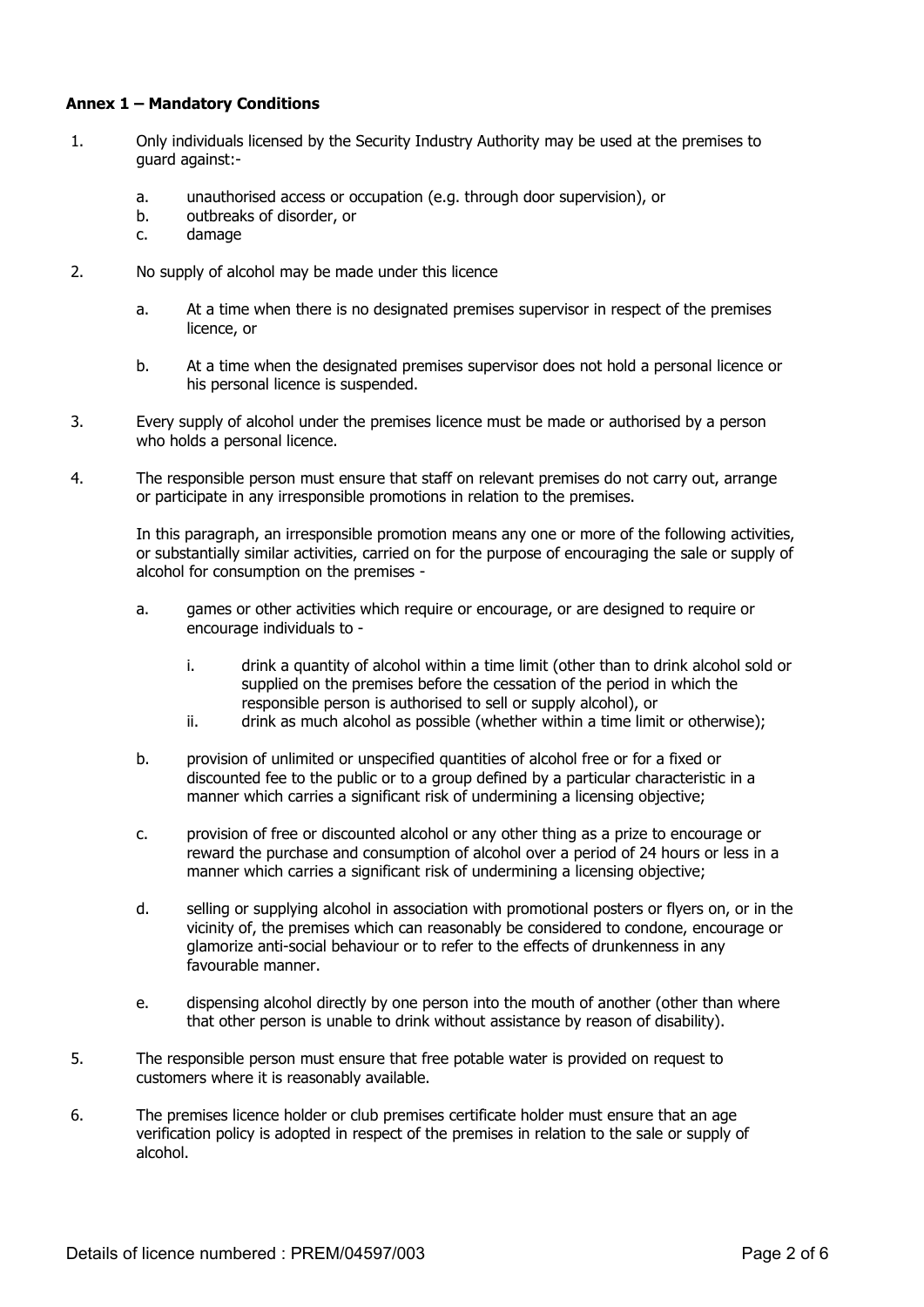**Annex 1 – Mandatory Conditions**

1. Only individuals licensed by the Security Industry Authority may be used at the premises to guard against:-

    a. unauthorised access or occupation (e.g. through door supervision), or
    b. outbreaks of disorder, or
    c. damage

2. No supply of alcohol may be made under this licence

    a. At a time when there is no designated premises supervisor in respect of the premises licence, or

    b. At a time when the designated premises supervisor does not hold a personal licence or his personal licence is suspended.

3. Every supply of alcohol under the premises licence must be made or authorised by a person who holds a personal licence.

4. The responsible person must ensure that staff on relevant premises do not carry out, arrange or participate in any irresponsible promotions in relation to the premises.

    In this paragraph, an irresponsible promotion means any one or more of the following activities, or substantially similar activities, carried on for the purpose of encouraging the sale or supply of alcohol for consumption on the premises -

    a. games or other activities which require or encourage, or are designed to require or encourage individuals to -

        i. drink a quantity of alcohol within a time limit (other than to drink alcohol sold or supplied on the premises before the cessation of the period in which the responsible person is authorised to sell or supply alcohol), or
        ii. drink as much alcohol as possible (whether within a time limit or otherwise);

    b. provision of unlimited or unspecified quantities of alcohol free or for a fixed or discounted fee to the public or to a group defined by a particular characteristic in a manner which carries a significant risk of undermining a licensing objective;

    c. provision of free or discounted alcohol or any other thing as a prize to encourage or reward the purchase and consumption of alcohol over a period of 24 hours or less in a manner which carries a significant risk of undermining a licensing objective;

    d. selling or supplying alcohol in association with promotional posters or flyers on, or in the vicinity of, the premises which can reasonably be considered to condone, encourage or glamorize anti-social behaviour or to refer to the effects of drunkenness in any favourable manner.

    e. dispensing alcohol directly by one person into the mouth of another (other than where that other person is unable to drink without assistance by reason of disability).

5. The responsible person must ensure that free potable water is provided on request to customers where it is reasonably available.

6. The premises licence holder or club premises certificate holder must ensure that an age verification policy is adopted in respect of the premises in relation to the sale or supply of alcohol.

Details of licence numbered : PREM/04597/003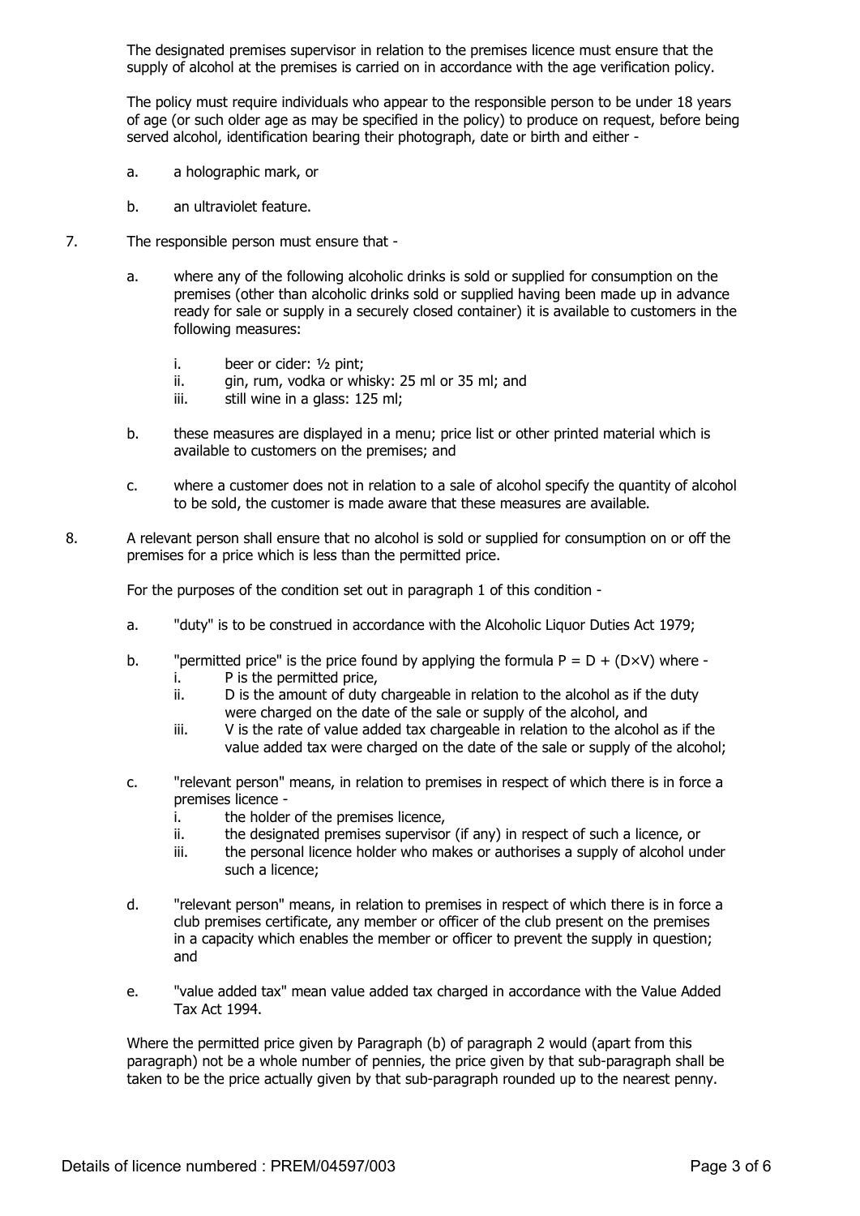The designated premises supervisor in relation to the premises licence must ensure that the supply of alcohol at the premises is carried on in accordance with the age verification policy.

The policy must require individuals who appear to the responsible person to be under 18 years of age (or such older age as may be specified in the policy) to produce on request, before being served alcohol, identification bearing their photograph, date or birth and either -

a. a holographic mark, or

b. an ultraviolet feature.

7. The responsible person must ensure that -

   a. where any of the following alcoholic drinks is sold or supplied for consumption on the premises (other than alcoholic drinks sold or supplied having been made up in advance ready for sale or supply in a securely closed container) it is available to customers in the following measures:

      i. beer or cider: ½ pint;
      ii. gin, rum, vodka or whisky: 25 ml or 35 ml; and
      iii. still wine in a glass: 125 ml;

   b. these measures are displayed in a menu; price list or other printed material which is available to customers on the premises; and

   c. where a customer does not in relation to a sale of alcohol specify the quantity of alcohol to be sold, the customer is made aware that these measures are available.

8. A relevant person shall ensure that no alcohol is sold or supplied for consumption on or off the premises for a price which is less than the permitted price.

   For the purposes of the condition set out in paragraph 1 of this condition -

   a. "duty" is to be construed in accordance with the Alcoholic Liquor Duties Act 1979;

   b. "permitted price" is the price found by applying the formula $P = D + (D \times V)$ where -
      i. P is the permitted price,
      ii. D is the amount of duty chargeable in relation to the alcohol as if the duty were charged on the date of the sale or supply of the alcohol, and
      iii. V is the rate of value added tax chargeable in relation to the alcohol as if the value added tax were charged on the date of the sale or supply of the alcohol;

   c. "relevant person" means, in relation to premises in respect of which there is in force a premises licence -
      i. the holder of the premises licence,
      ii. the designated premises supervisor (if any) in respect of such a licence, or
      iii. the personal licence holder who makes or authorises a supply of alcohol under such a licence;

   d. "relevant person" means, in relation to premises in respect of which there is in force a club premises certificate, any member or officer of the club present on the premises in a capacity which enables the member or officer to prevent the supply in question; and

   e. "value added tax" mean value added tax charged in accordance with the Value Added Tax Act 1994.

   Where the permitted price given by Paragraph (b) of paragraph 2 would (apart from this paragraph) not be a whole number of pennies, the price given by that sub-paragraph shall be taken to be the price actually given by that sub-paragraph rounded up to the nearest penny.

Details of licence numbered : PREM/04597/003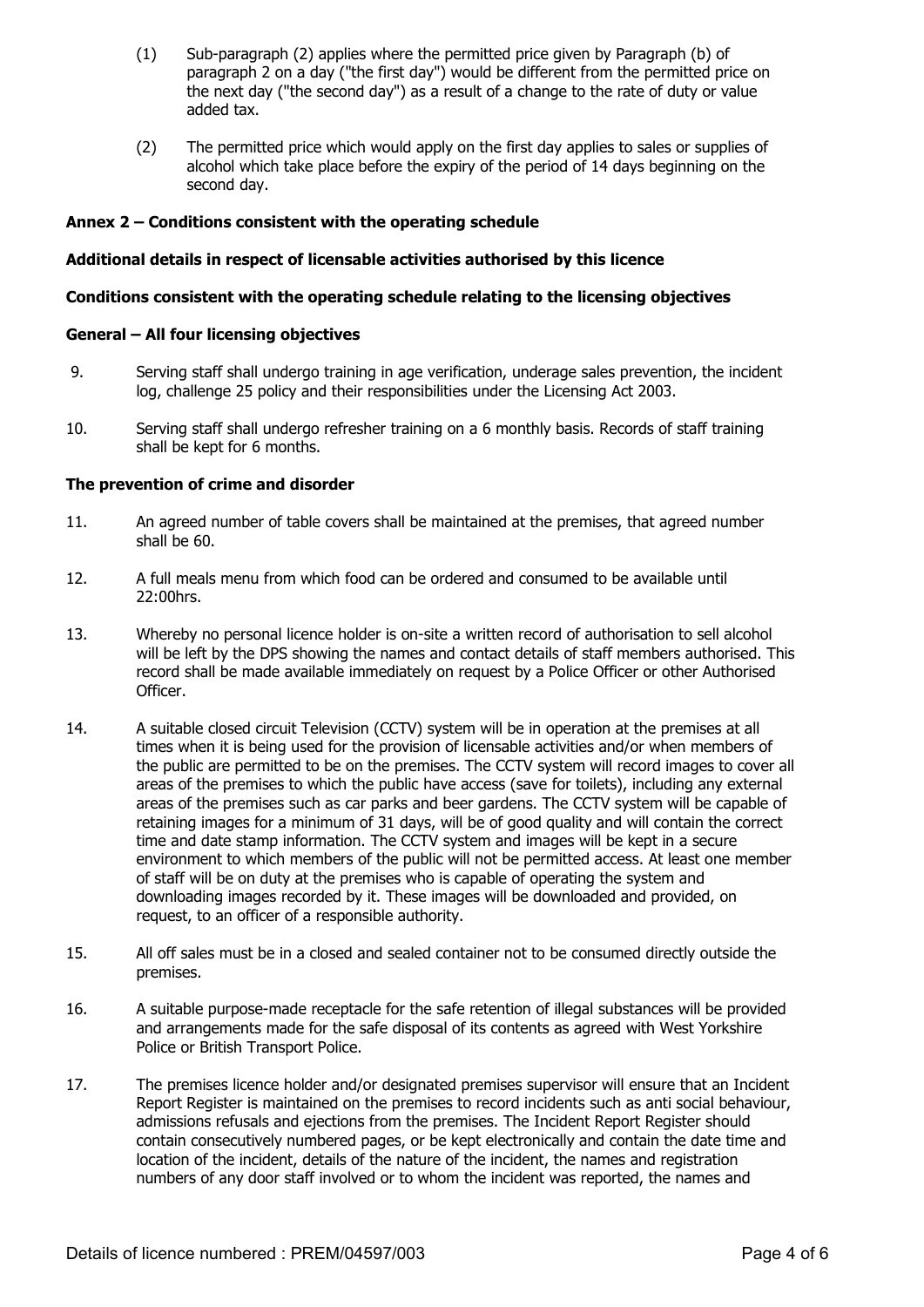(1) Sub-paragraph (2) applies where the permitted price given by Paragraph (b) of paragraph 2 on a day ("the first day") would be different from the permitted price on the next day ("the second day") as a result of a change to the rate of duty or value added tax.

(2) The permitted price which would apply on the first day applies to sales or supplies of alcohol which take place before the expiry of the period of 14 days beginning on the second day.

**Annex 2 – Conditions consistent with the operating schedule**

**Additional details in respect of licensable activities authorised by this licence**

**Conditions consistent with the operating schedule relating to the licensing objectives**

**General – All four licensing objectives**

9. Serving staff shall undergo training in age verification, underage sales prevention, the incident log, challenge 25 policy and their responsibilities under the Licensing Act 2003.

10. Serving staff shall undergo refresher training on a 6 monthly basis. Records of staff training shall be kept for 6 months.

**The prevention of crime and disorder**

11. An agreed number of table covers shall be maintained at the premises, that agreed number shall be 60.

12. A full meals menu from which food can be ordered and consumed to be available until 22:00hrs.

13. Whereby no personal licence holder is on-site a written record of authorisation to sell alcohol will be left by the DPS showing the names and contact details of staff members authorised. This record shall be made available immediately on request by a Police Officer or other Authorised Officer.

14. A suitable closed circuit Television (CCTV) system will be in operation at the premises at all times when it is being used for the provision of licensable activities and/or when members of the public are permitted to be on the premises. The CCTV system will record images to cover all areas of the premises to which the public have access (save for toilets), including any external areas of the premises such as car parks and beer gardens. The CCTV system will be capable of retaining images for a minimum of 31 days, will be of good quality and will contain the correct time and date stamp information. The CCTV system and images will be kept in a secure environment to which members of the public will not be permitted access. At least one member of staff will be on duty at the premises who is capable of operating the system and downloading images recorded by it. These images will be downloaded and provided, on request, to an officer of a responsible authority.

15. All off sales must be in a closed and sealed container not to be consumed directly outside the premises.

16. A suitable purpose-made receptacle for the safe retention of illegal substances will be provided and arrangements made for the safe disposal of its contents as agreed with West Yorkshire Police or British Transport Police.

17. The premises licence holder and/or designated premises supervisor will ensure that an Incident Report Register is maintained on the premises to record incidents such as anti social behaviour, admissions refusals and ejections from the premises. The Incident Report Register should contain consecutively numbered pages, or be kept electronically and contain the date time and location of the incident, details of the nature of the incident, the names and registration numbers of any door staff involved or to whom the incident was reported, the names and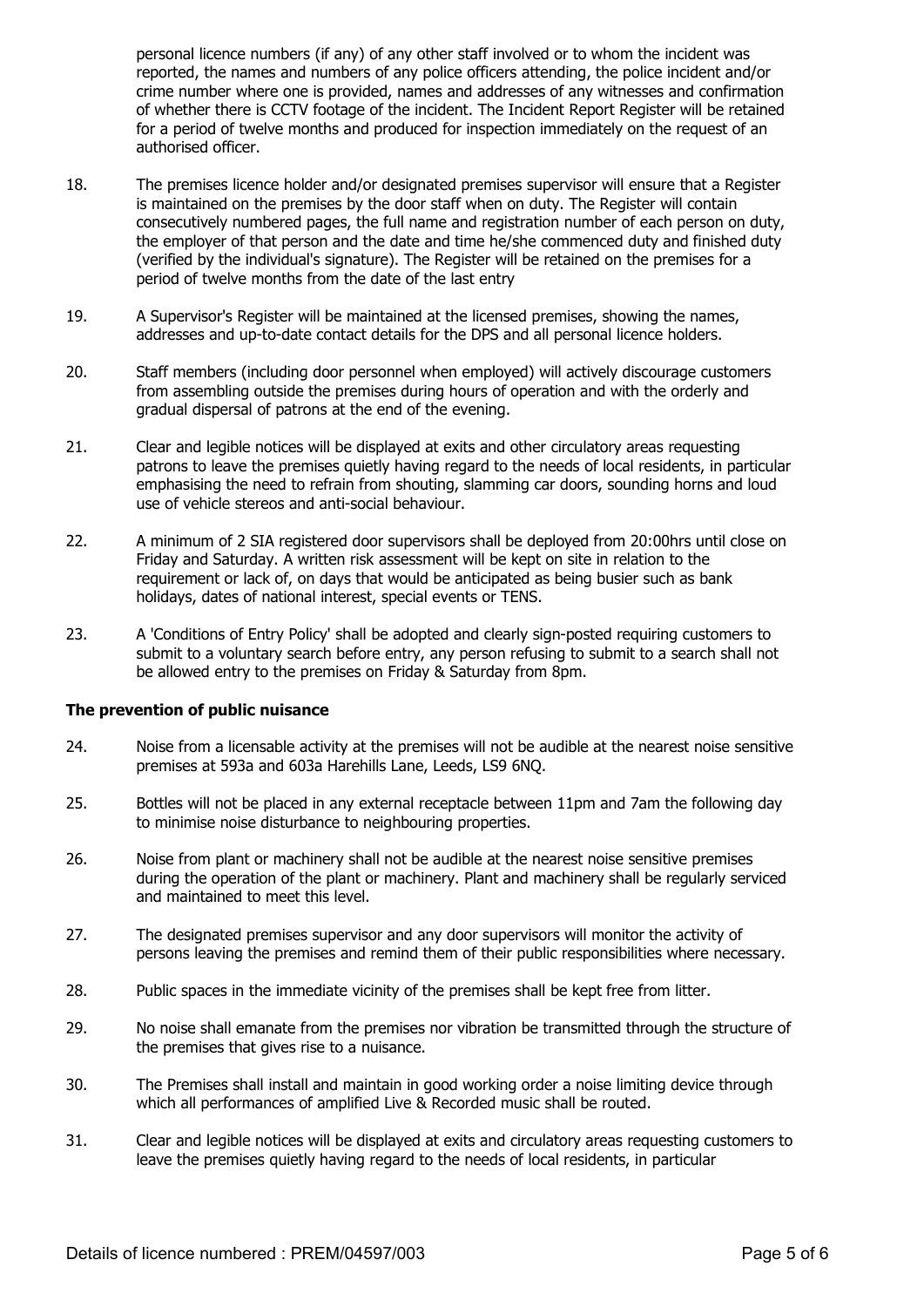personal licence numbers (if any) of any other staff involved or to whom the incident was reported, the names and numbers of any police officers attending, the police incident and/or crime number where one is provided, names and addresses of any witnesses and confirmation of whether there is CCTV footage of the incident. The Incident Report Register will be retained for a period of twelve months and produced for inspection immediately on the request of an authorised officer.

18. The premises licence holder and/or designated premises supervisor will ensure that a Register is maintained on the premises by the door staff when on duty. The Register will contain consecutively numbered pages, the full name and registration number of each person on duty, the employer of that person and the date and time he/she commenced duty and finished duty (verified by the individual's signature). The Register will be retained on the premises for a period of twelve months from the date of the last entry

19. A Supervisor's Register will be maintained at the licensed premises, showing the names, addresses and up-to-date contact details for the DPS and all personal licence holders.

20. Staff members (including door personnel when employed) will actively discourage customers from assembling outside the premises during hours of operation and with the orderly and gradual dispersal of patrons at the end of the evening.

21. Clear and legible notices will be displayed at exits and other circulatory areas requesting patrons to leave the premises quietly having regard to the needs of local residents, in particular emphasising the need to refrain from shouting, slamming car doors, sounding horns and loud use of vehicle stereos and anti-social behaviour.

22. A minimum of 2 SIA registered door supervisors shall be deployed from 20:00hrs until close on Friday and Saturday. A written risk assessment will be kept on site in relation to the requirement or lack of, on days that would be anticipated as being busier such as bank holidays, dates of national interest, special events or TENS.

23. A 'Conditions of Entry Policy' shall be adopted and clearly sign-posted requiring customers to submit to a voluntary search before entry, any person refusing to submit to a search shall not be allowed entry to the premises on Friday & Saturday from 8pm.

**The prevention of public nuisance**

24. Noise from a licensable activity at the premises will not be audible at the nearest noise sensitive premises at 593a and 603a Harehills Lane, Leeds, LS9 6NQ.

25. Bottles will not be placed in any external receptacle between 11pm and 7am the following day to minimise noise disturbance to neighbouring properties.

26. Noise from plant or machinery shall not be audible at the nearest noise sensitive premises during the operation of the plant or machinery. Plant and machinery shall be regularly serviced and maintained to meet this level.

27. The designated premises supervisor and any door supervisors will monitor the activity of persons leaving the premises and remind them of their public responsibilities where necessary.

28. Public spaces in the immediate vicinity of the premises shall be kept free from litter.

29. No noise shall emanate from the premises nor vibration be transmitted through the structure of the premises that gives rise to a nuisance.

30. The Premises shall install and maintain in good working order a noise limiting device through which all performances of amplified Live & Recorded music shall be routed.

31. Clear and legible notices will be displayed at exits and circulatory areas requesting customers to leave the premises quietly having regard to the needs of local residents, in particular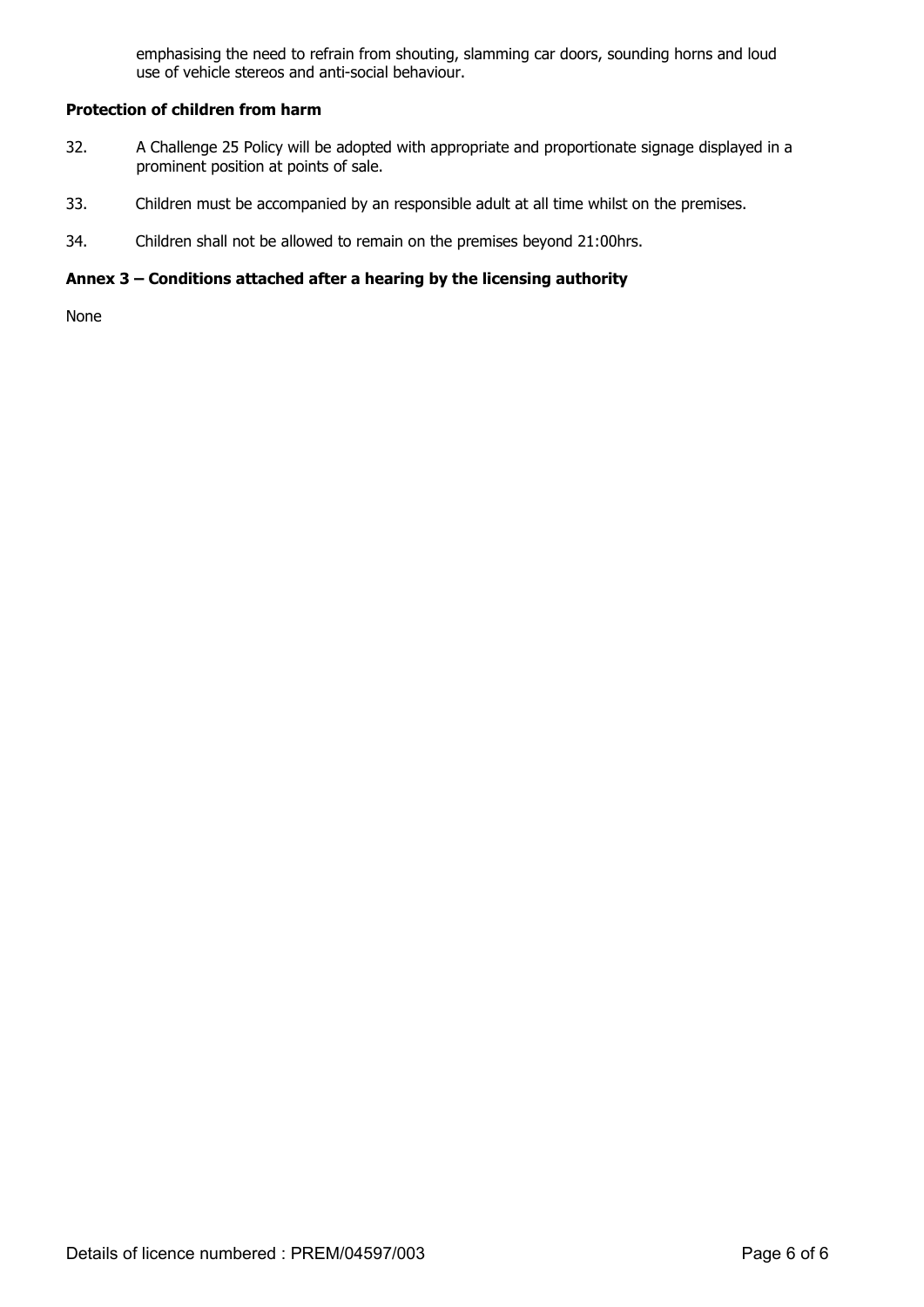emphasising the need to refrain from shouting, slamming car doors, sounding horns and loud use of vehicle stereos and anti-social behaviour.

**Protection of children from harm**

32. A Challenge 25 Policy will be adopted with appropriate and proportionate signage displayed in a prominent position at points of sale.

33. Children must be accompanied by an responsible adult at all time whilst on the premises.

34. Children shall not be allowed to remain on the premises beyond 21:00hrs.

**Annex 3 – Conditions attached after a hearing by the licensing authority**

None